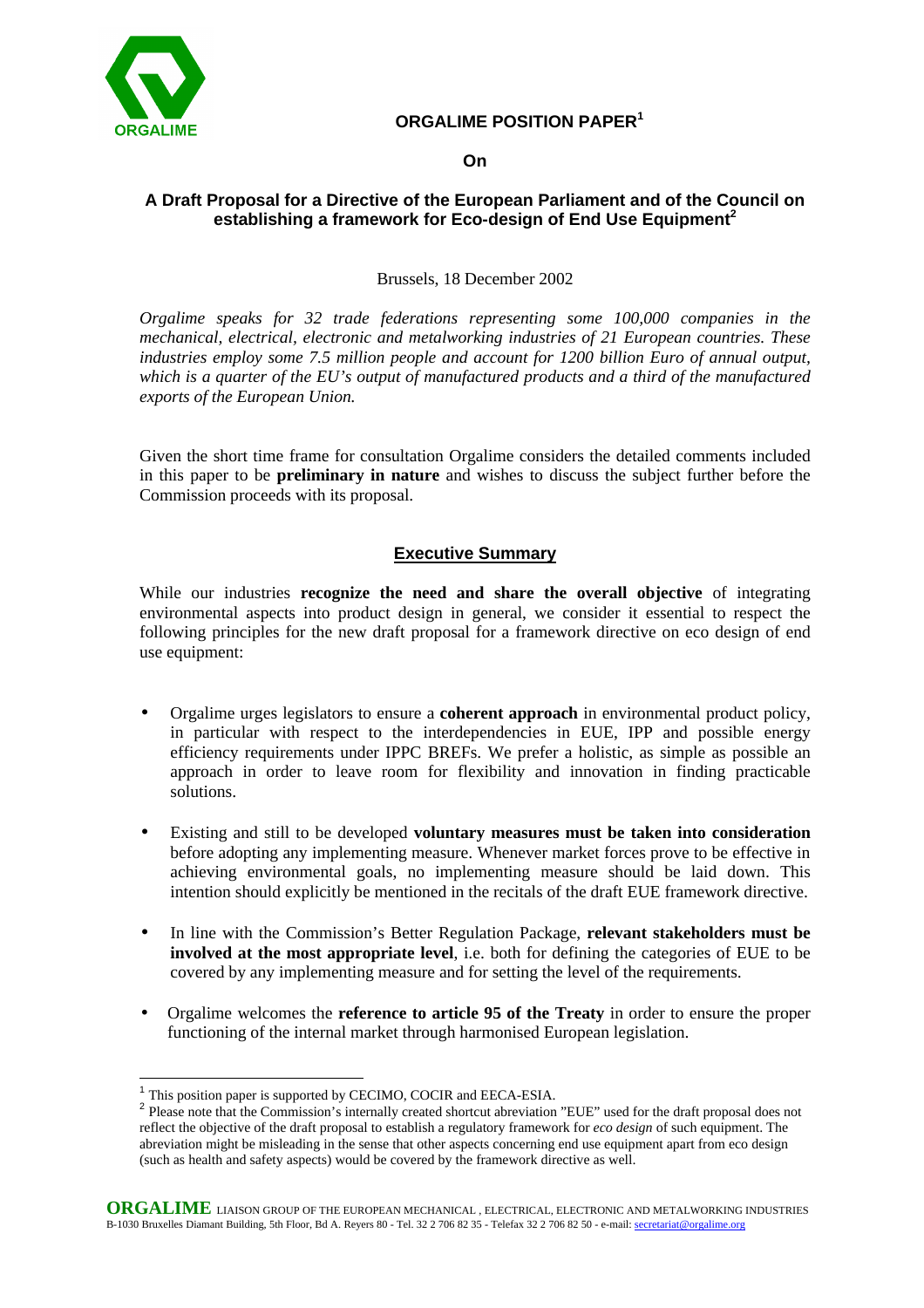ORGALIME

# ORGALIME POSITION PAPER[1]

**On**

## A Draft Proposal for a Directive of the European Parliament and of the Council on establishing a framework for Eco-design of End Use Equipment[2]

Brussels, 18 December 2002

*Orgalime speaks for 32 trade federations representing some 100,000 companies in the mechanical, electrical, electronic and metalworking industries of 21 European countries. These industries employ some 7.5 million people and account for 1200 billion Euro of annual output, which is a quarter of the EU's output of manufactured products and a third of the manufactured exports of the European Union.*

Given the short time frame for consultation Orgalime considers the detailed comments included in this paper to be **preliminary in nature** and wishes to discuss the subject further before the Commission proceeds with its proposal.

## Executive Summary

While our industries **recognize the need and share the overall objective** of integrating environmental aspects into product design in general, we consider it essential to respect the following principles for the new draft proposal for a framework directive on eco design of end use equipment:

- Orgalime urges legislators to ensure a **coherent approach** in environmental product policy, in particular with respect to the interdependencies in EUE, IPP and possible energy efficiency requirements under IPPC BREFs. We prefer a holistic, as simple as possible an approach in order to leave room for flexibility and innovation in finding practicable solutions.
- Existing and still to be developed **voluntary measures must be taken into consideration** before adopting any implementing measure. Whenever market forces prove to be effective in achieving environmental goals, no implementing measure should be laid down. This intention should explicitly be mentioned in the recitals of the draft EUE framework directive.
- In line with the Commission's Better Regulation Package, **relevant stakeholders must be involved at the most appropriate level**, i.e. both for defining the categories of EUE to be covered by any implementing measure and for setting the level of the requirements.
- Orgalime welcomes the **reference to article 95 of the Treaty** in order to ensure the proper functioning of the internal market through harmonised European legislation.

---

[1] This position paper is supported by CECIMO, COCIR and EECA-ESIA.

[2] Please note that the Commission's internally created shortcut abreviation "EUE" used for the draft proposal does not reflect the objective of the draft proposal to establish a regulatory framework for *eco design* of such equipment. The abreviation might be misleading in the sense that other aspects concerning end use equipment apart from eco design (such as health and safety aspects) would be covered by the framework directive as well.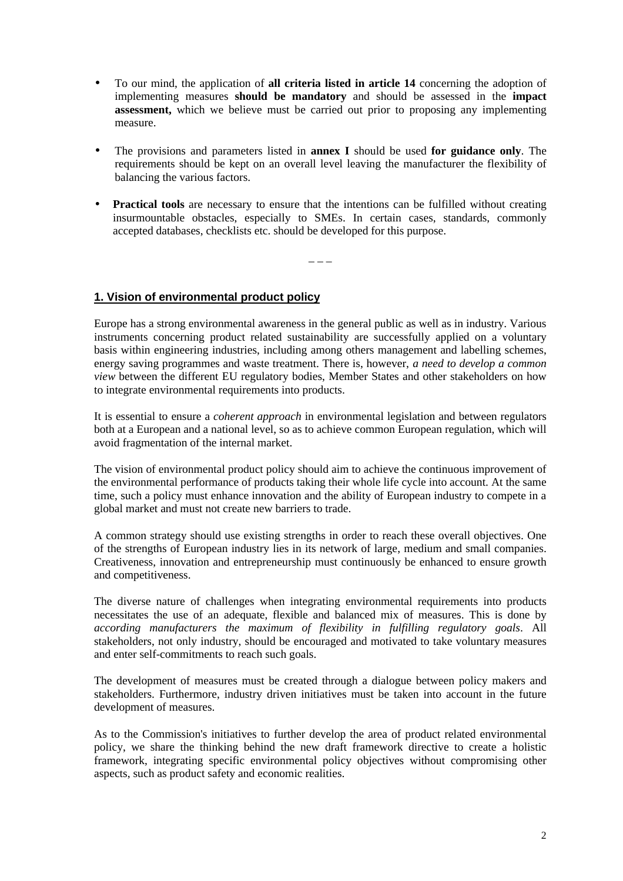- To our mind, the application of **all criteria listed in article 14** concerning the adoption of implementing measures **should be mandatory** and should be assessed in the **impact assessment,** which we believe must be carried out prior to proposing any implementing measure.

- The provisions and parameters listed in **annex I** should be used **for guidance only**. The requirements should be kept on an overall level leaving the manufacturer the flexibility of balancing the various factors.

- **Practical tools** are necessary to ensure that the intentions can be fulfilled without creating insurmountable obstacles, especially to SMEs. In certain cases, standards, commonly accepted databases, checklists etc. should be developed for this purpose.

– – –

## 1. Vision of environmental product policy

Europe has a strong environmental awareness in the general public as well as in industry. Various instruments concerning product related sustainability are successfully applied on a voluntary basis within engineering industries, including among others management and labelling schemes, energy saving programmes and waste treatment. There is, however, *a need to develop a common view* between the different EU regulatory bodies, Member States and other stakeholders on how to integrate environmental requirements into products.

It is essential to ensure a *coherent approach* in environmental legislation and between regulators both at a European and a national level, so as to achieve common European regulation, which will avoid fragmentation of the internal market.

The vision of environmental product policy should aim to achieve the continuous improvement of the environmental performance of products taking their whole life cycle into account. At the same time, such a policy must enhance innovation and the ability of European industry to compete in a global market and must not create new barriers to trade.

A common strategy should use existing strengths in order to reach these overall objectives. One of the strengths of European industry lies in its network of large, medium and small companies. Creativeness, innovation and entrepreneurship must continuously be enhanced to ensure growth and competitiveness.

The diverse nature of challenges when integrating environmental requirements into products necessitates the use of an adequate, flexible and balanced mix of measures. This is done by *according manufacturers the maximum of flexibility in fulfilling regulatory goals*. All stakeholders, not only industry, should be encouraged and motivated to take voluntary measures and enter self-commitments to reach such goals.

The development of measures must be created through a dialogue between policy makers and stakeholders. Furthermore, industry driven initiatives must be taken into account in the future development of measures.

As to the Commission's initiatives to further develop the area of product related environmental policy, we share the thinking behind the new draft framework directive to create a holistic framework, integrating specific environmental policy objectives without compromising other aspects, such as product safety and economic realities.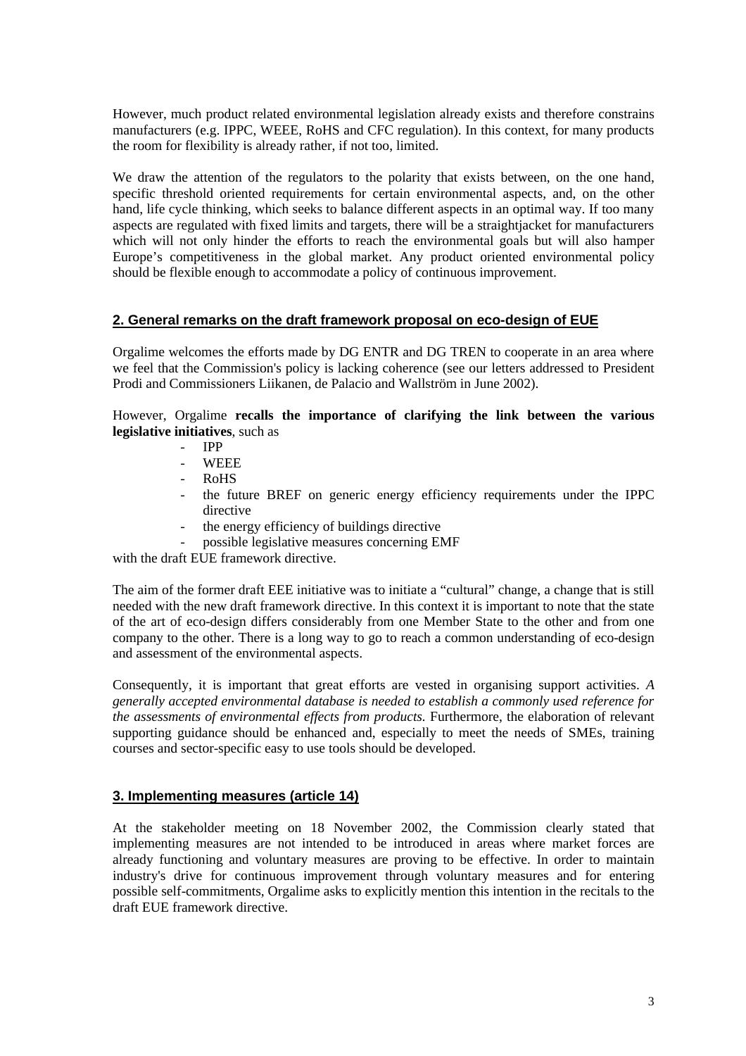However, much product related environmental legislation already exists and therefore constrains manufacturers (e.g. IPPC, WEEE, RoHS and CFC regulation). In this context, for many products the room for flexibility is already rather, if not too, limited.

We draw the attention of the regulators to the polarity that exists between, on the one hand, specific threshold oriented requirements for certain environmental aspects, and, on the other hand, life cycle thinking, which seeks to balance different aspects in an optimal way. If too many aspects are regulated with fixed limits and targets, there will be a straightjacket for manufacturers which will not only hinder the efforts to reach the environmental goals but will also hamper Europe's competitiveness in the global market. Any product oriented environmental policy should be flexible enough to accommodate a policy of continuous improvement.

## 2. General remarks on the draft framework proposal on eco-design of EUE

Orgalime welcomes the efforts made by DG ENTR and DG TREN to cooperate in an area where we feel that the Commission's policy is lacking coherence (see our letters addressed to President Prodi and Commissioners Liikanen, de Palacio and Wallström in June 2002).

However, Orgalime **recalls the importance of clarifying the link between the various legislative initiatives**, such as

- IPP
- WEEE
- RoHS
- the future BREF on generic energy efficiency requirements under the IPPC directive
- the energy efficiency of buildings directive
- possible legislative measures concerning EMF

with the draft EUE framework directive.

The aim of the former draft EEE initiative was to initiate a "cultural" change, a change that is still needed with the new draft framework directive. In this context it is important to note that the state of the art of eco-design differs considerably from one Member State to the other and from one company to the other. There is a long way to go to reach a common understanding of eco-design and assessment of the environmental aspects.

Consequently, it is important that great efforts are vested in organising support activities. *A generally accepted environmental database is needed to establish a commonly used reference for the assessments of environmental effects from products.* Furthermore, the elaboration of relevant supporting guidance should be enhanced and, especially to meet the needs of SMEs, training courses and sector-specific easy to use tools should be developed.

## 3. Implementing measures (article 14)

At the stakeholder meeting on 18 November 2002, the Commission clearly stated that implementing measures are not intended to be introduced in areas where market forces are already functioning and voluntary measures are proving to be effective. In order to maintain industry's drive for continuous improvement through voluntary measures and for entering possible self-commitments, Orgalime asks to explicitly mention this intention in the recitals to the draft EUE framework directive.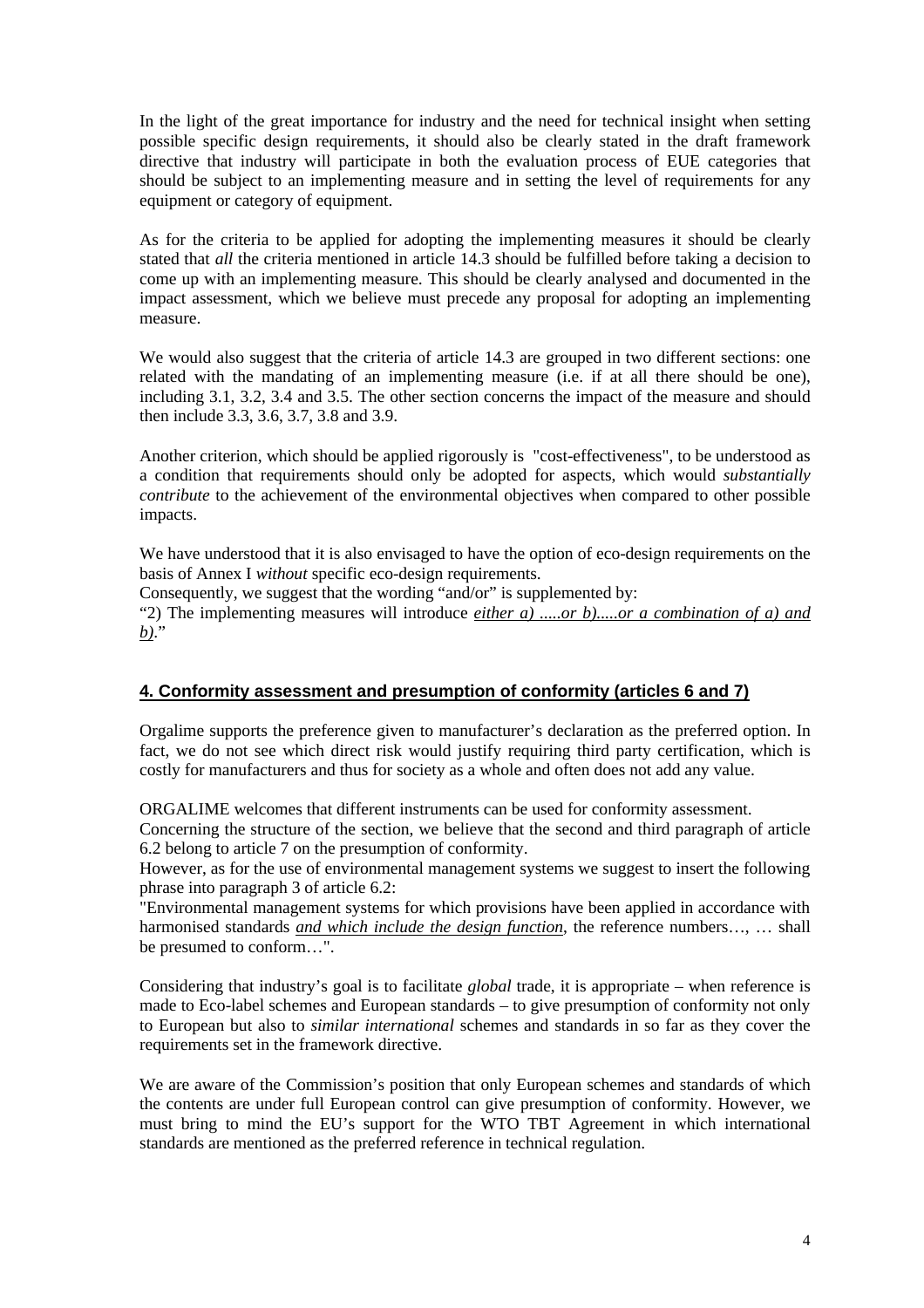In the light of the great importance for industry and the need for technical insight when setting possible specific design requirements, it should also be clearly stated in the draft framework directive that industry will participate in both the evaluation process of EUE categories that should be subject to an implementing measure and in setting the level of requirements for any equipment or category of equipment.

As for the criteria to be applied for adopting the implementing measures it should be clearly stated that *all* the criteria mentioned in article 14.3 should be fulfilled before taking a decision to come up with an implementing measure. This should be clearly analysed and documented in the impact assessment, which we believe must precede any proposal for adopting an implementing measure.

We would also suggest that the criteria of article 14.3 are grouped in two different sections: one related with the mandating of an implementing measure (i.e. if at all there should be one), including 3.1, 3.2, 3.4 and 3.5. The other section concerns the impact of the measure and should then include 3.3, 3.6, 3.7, 3.8 and 3.9.

Another criterion, which should be applied rigorously is "cost-effectiveness", to be understood as a condition that requirements should only be adopted for aspects, which would *substantially contribute* to the achievement of the environmental objectives when compared to other possible impacts.

We have understood that it is also envisaged to have the option of eco-design requirements on the basis of Annex I *without* specific eco-design requirements.
Consequently, we suggest that the wording "and/or" is supplemented by:
"2) The implementing measures will introduce *either a) .....or b).....or a combination of a) and b).*"

## 4. Conformity assessment and presumption of conformity (articles 6 and 7)

Orgalime supports the preference given to manufacturer's declaration as the preferred option. In fact, we do not see which direct risk would justify requiring third party certification, which is costly for manufacturers and thus for society as a whole and often does not add any value.

ORGALIME welcomes that different instruments can be used for conformity assessment.
Concerning the structure of the section, we believe that the second and third paragraph of article 6.2 belong to article 7 on the presumption of conformity.
However, as for the use of environmental management systems we suggest to insert the following phrase into paragraph 3 of article 6.2:
"Environmental management systems for which provisions have been applied in accordance with harmonised standards *and which include the design function*, the reference numbers…, … shall be presumed to conform…".

Considering that industry's goal is to facilitate *global* trade, it is appropriate – when reference is made to Eco-label schemes and European standards – to give presumption of conformity not only to European but also to *similar international* schemes and standards in so far as they cover the requirements set in the framework directive.

We are aware of the Commission's position that only European schemes and standards of which the contents are under full European control can give presumption of conformity. However, we must bring to mind the EU's support for the WTO TBT Agreement in which international standards are mentioned as the preferred reference in technical regulation.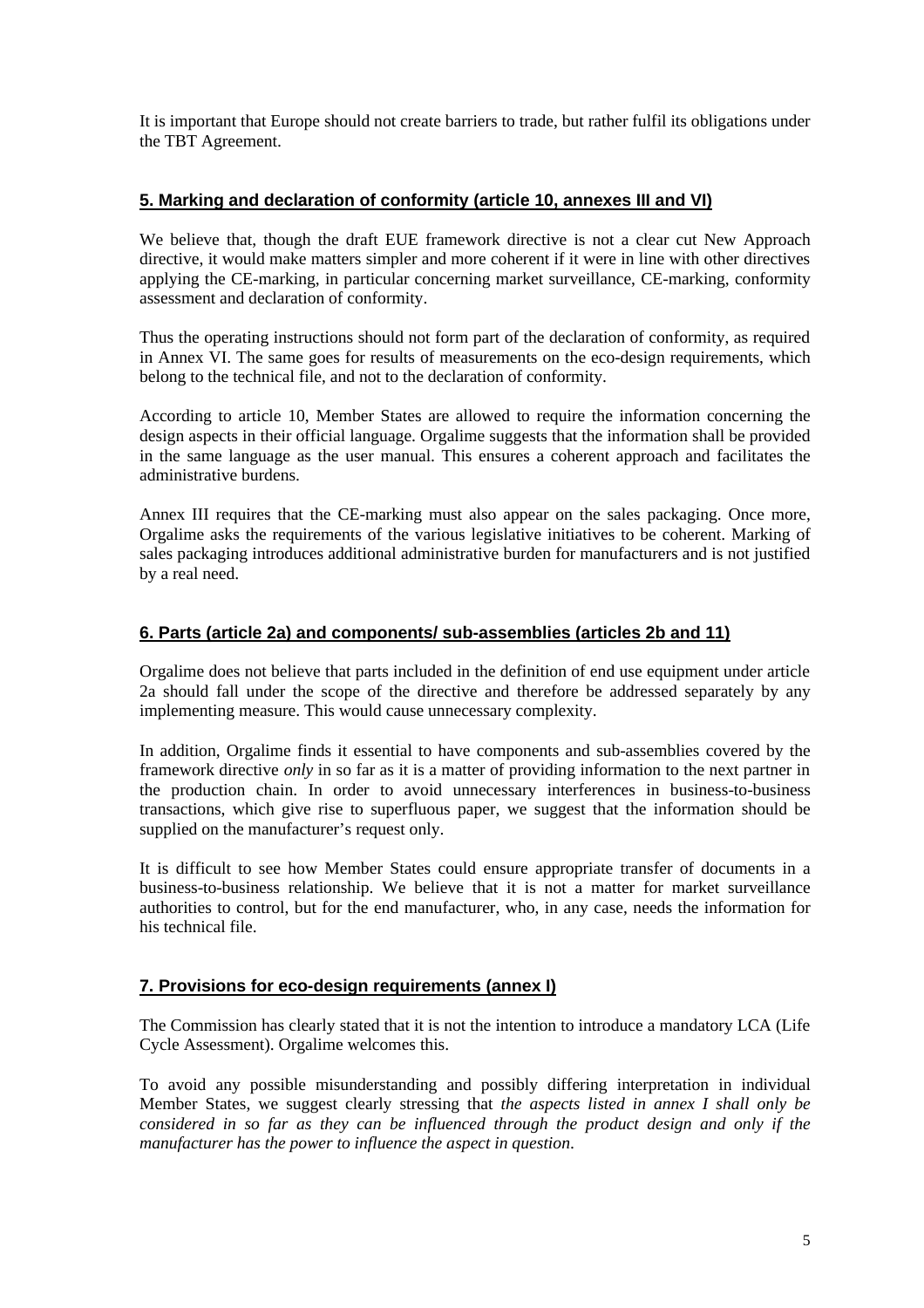It is important that Europe should not create barriers to trade, but rather fulfil its obligations under the TBT Agreement.

## 5. Marking and declaration of conformity (article 10, annexes III and VI)

We believe that, though the draft EUE framework directive is not a clear cut New Approach directive, it would make matters simpler and more coherent if it were in line with other directives applying the CE-marking, in particular concerning market surveillance, CE-marking, conformity assessment and declaration of conformity.

Thus the operating instructions should not form part of the declaration of conformity, as required in Annex VI. The same goes for results of measurements on the eco-design requirements, which belong to the technical file, and not to the declaration of conformity.

According to article 10, Member States are allowed to require the information concerning the design aspects in their official language. Orgalime suggests that the information shall be provided in the same language as the user manual. This ensures a coherent approach and facilitates the administrative burdens.

Annex III requires that the CE-marking must also appear on the sales packaging. Once more, Orgalime asks the requirements of the various legislative initiatives to be coherent. Marking of sales packaging introduces additional administrative burden for manufacturers and is not justified by a real need.

## 6. Parts (article 2a) and components/ sub-assemblies (articles 2b and 11)

Orgalime does not believe that parts included in the definition of end use equipment under article 2a should fall under the scope of the directive and therefore be addressed separately by any implementing measure. This would cause unnecessary complexity.

In addition, Orgalime finds it essential to have components and sub-assemblies covered by the framework directive *only* in so far as it is a matter of providing information to the next partner in the production chain. In order to avoid unnecessary interferences in business-to-business transactions, which give rise to superfluous paper, we suggest that the information should be supplied on the manufacturer's request only.

It is difficult to see how Member States could ensure appropriate transfer of documents in a business-to-business relationship. We believe that it is not a matter for market surveillance authorities to control, but for the end manufacturer, who, in any case, needs the information for his technical file.

## 7. Provisions for eco-design requirements (annex I)

The Commission has clearly stated that it is not the intention to introduce a mandatory LCA (Life Cycle Assessment). Orgalime welcomes this.

To avoid any possible misunderstanding and possibly differing interpretation in individual Member States, we suggest clearly stressing that *the aspects listed in annex I shall only be considered in so far as they can be influenced through the product design and only if the manufacturer has the power to influence the aspect in question*.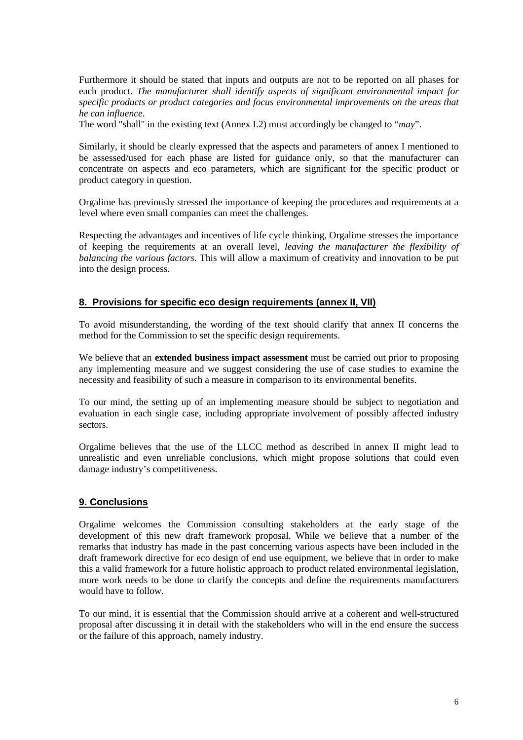Furthermore it should be stated that inputs and outputs are not to be reported on all phases for each product. *The manufacturer shall identify aspects of significant environmental impact for specific products or product categories and focus environmental improvements on the areas that he can influence*.
The word "shall" in the existing text (Annex I.2) must accordingly be changed to "*may*".

Similarly, it should be clearly expressed that the aspects and parameters of annex I mentioned to be assessed/used for each phase are listed for guidance only, so that the manufacturer can concentrate on aspects and eco parameters, which are significant for the specific product or product category in question.

Orgalime has previously stressed the importance of keeping the procedures and requirements at a level where even small companies can meet the challenges.

Respecting the advantages and incentives of life cycle thinking, Orgalime stresses the importance of keeping the requirements at an overall level, *leaving the manufacturer the flexibility of balancing the various factors*. This will allow a maximum of creativity and innovation to be put into the design process.

## 8. Provisions for specific eco design requirements (annex II, VII)

To avoid misunderstanding, the wording of the text should clarify that annex II concerns the method for the Commission to set the specific design requirements.

We believe that an **extended business impact assessment** must be carried out prior to proposing any implementing measure and we suggest considering the use of case studies to examine the necessity and feasibility of such a measure in comparison to its environmental benefits.

To our mind, the setting up of an implementing measure should be subject to negotiation and evaluation in each single case, including appropriate involvement of possibly affected industry sectors.

Orgalime believes that the use of the LLCC method as described in annex II might lead to unrealistic and even unreliable conclusions, which might propose solutions that could even damage industry's competitiveness.

## 9. Conclusions

Orgalime welcomes the Commission consulting stakeholders at the early stage of the development of this new draft framework proposal. While we believe that a number of the remarks that industry has made in the past concerning various aspects have been included in the draft framework directive for eco design of end use equipment, we believe that in order to make this a valid framework for a future holistic approach to product related environmental legislation, more work needs to be done to clarify the concepts and define the requirements manufacturers would have to follow.

To our mind, it is essential that the Commission should arrive at a coherent and well-structured proposal after discussing it in detail with the stakeholders who will in the end ensure the success or the failure of this approach, namely industry.